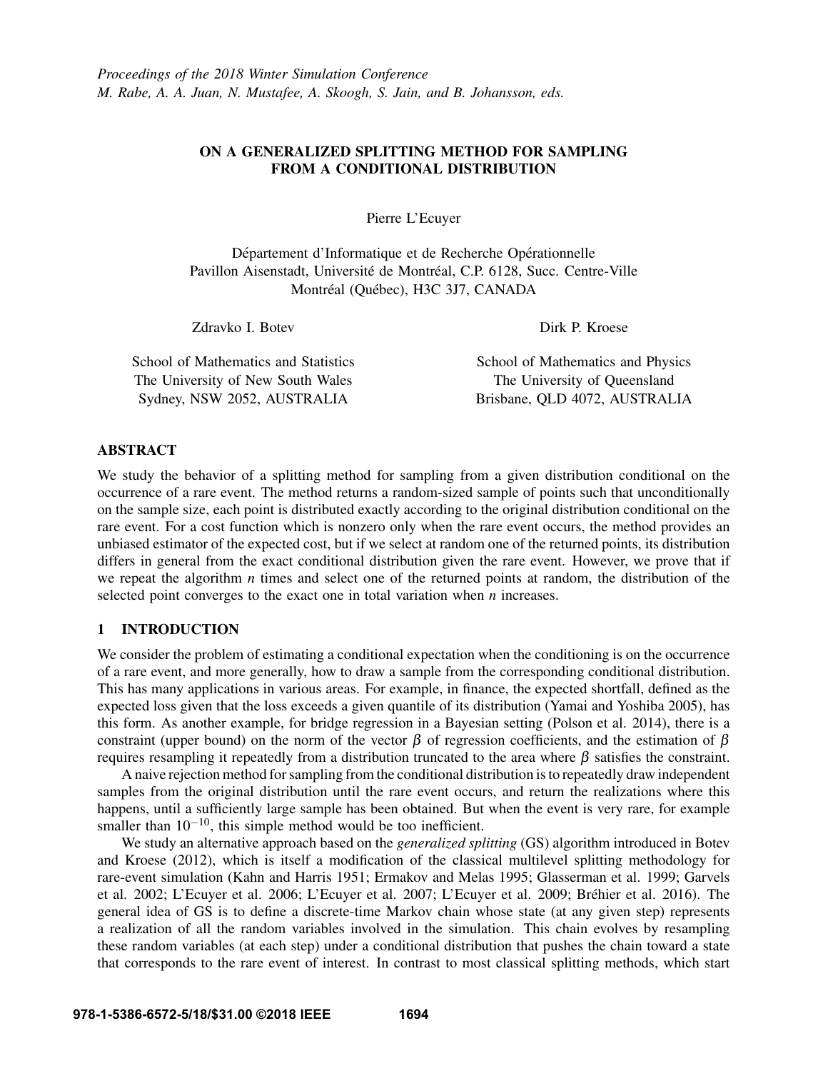*Proceedings of the 2018 Winter Simulation Conference*
*M. Rabe, A. A. Juan, N. Mustafee, A. Skoogh, S. Jain, and B. Johansson, eds.*

# ON A GENERALIZED SPLITTING METHOD FOR SAMPLING FROM A CONDITIONAL DISTRIBUTION

Pierre L'Ecuyer

Département d'Informatique et de Recherche Opérationnelle
Pavillon Aisenstadt, Université de Montréal, C.P. 6128, Succ. Centre-Ville
Montréal (Québec), H3C 3J7, CANADA

Zdravko I. Botev

School of Mathematics and Statistics
The University of New South Wales
Sydney, NSW 2052, AUSTRALIA

Dirk P. Kroese

School of Mathematics and Physics
The University of Queensland
Brisbane, QLD 4072, AUSTRALIA

## ABSTRACT

We study the behavior of a splitting method for sampling from a given distribution conditional on the occurrence of a rare event. The method returns a random-sized sample of points such that unconditionally on the sample size, each point is distributed exactly according to the original distribution conditional on the rare event. For a cost function which is nonzero only when the rare event occurs, the method provides an unbiased estimator of the expected cost, but if we select at random one of the returned points, its distribution differs in general from the exact conditional distribution given the rare event. However, we prove that if we repeat the algorithm $n$ times and select one of the returned points at random, the distribution of the selected point converges to the exact one in total variation when $n$ increases.

## 1 INTRODUCTION

We consider the problem of estimating a conditional expectation when the conditioning is on the occurrence of a rare event, and more generally, how to draw a sample from the corresponding conditional distribution. This has many applications in various areas. For example, in finance, the expected shortfall, defined as the expected loss given that the loss exceeds a given quantile of its distribution (Yamai and Yoshiba 2005), has this form. As another example, for bridge regression in a Bayesian setting (Polson et al. 2014), there is a constraint (upper bound) on the norm of the vector $\beta$ of regression coefficients, and the estimation of $\beta$ requires resampling it repeatedly from a distribution truncated to the area where $\beta$ satisfies the constraint.

A naive rejection method for sampling from the conditional distribution is to repeatedly draw independent samples from the original distribution until the rare event occurs, and return the realizations where this happens, until a sufficiently large sample has been obtained. But when the event is very rare, for example smaller than $10^{-10}$, this simple method would be too inefficient.

We study an alternative approach based on the *generalized splitting* (GS) algorithm introduced in Botev and Kroese (2012), which is itself a modification of the classical multilevel splitting methodology for rare-event simulation (Kahn and Harris 1951; Ermakov and Melas 1995; Glasserman et al. 1999; Garvels et al. 2002; L'Ecuyer et al. 2006; L'Ecuyer et al. 2007; L'Ecuyer et al. 2009; Bréhier et al. 2016). The general idea of GS is to define a discrete-time Markov chain whose state (at any given step) represents a realization of all the random variables involved in the simulation. This chain evolves by resampling these random variables (at each step) under a conditional distribution that pushes the chain toward a state that corresponds to the rare event of interest. In contrast to most classical splitting methods, which start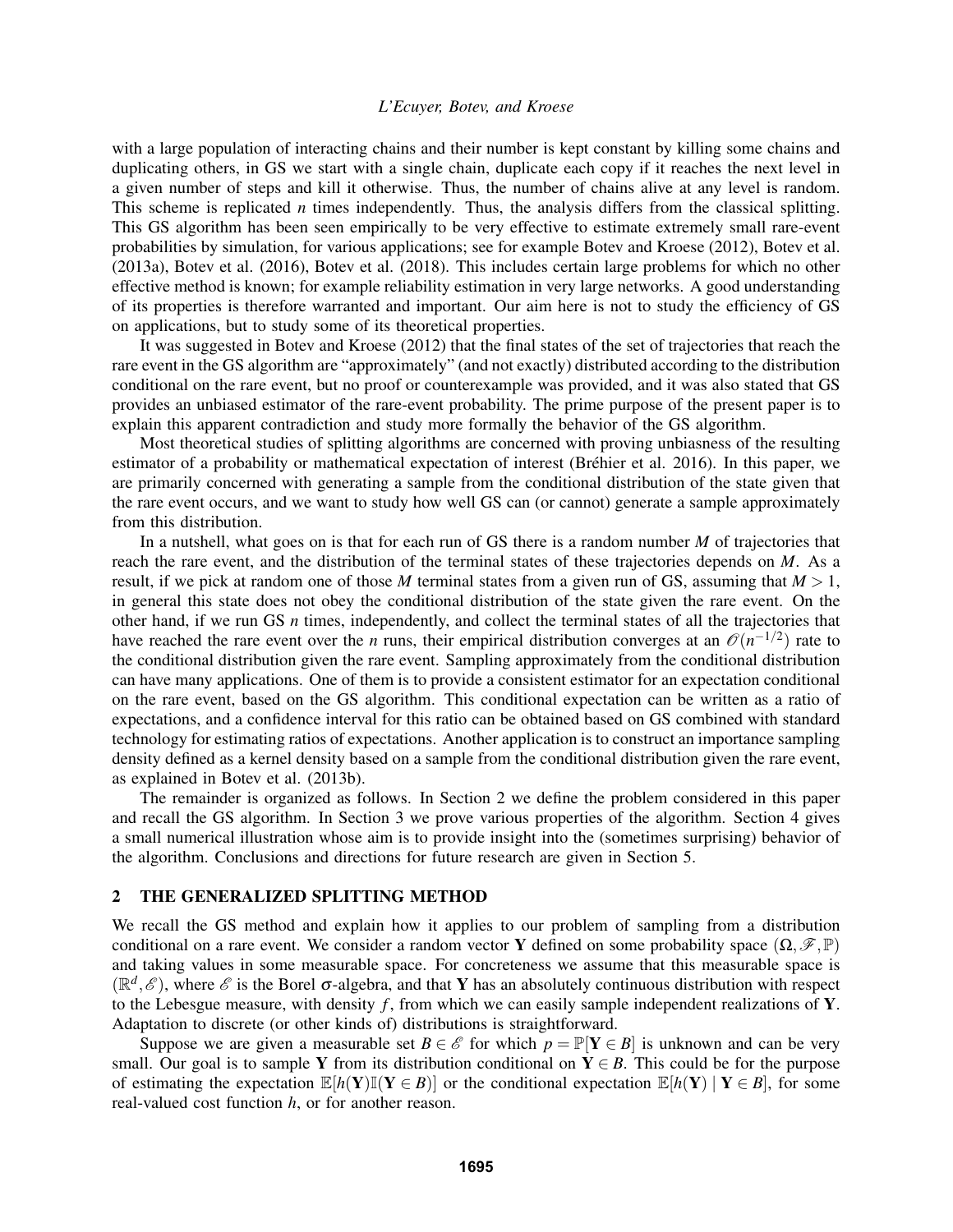with a large population of interacting chains and their number is kept constant by killing some chains and duplicating others, in GS we start with a single chain, duplicate each copy if it reaches the next level in a given number of steps and kill it otherwise. Thus, the number of chains alive at any level is random. This scheme is replicated $n$ times independently. Thus, the analysis differs from the classical splitting. This GS algorithm has been seen empirically to be very effective to estimate extremely small rare-event probabilities by simulation, for various applications; see for example Botev and Kroese (2012), Botev et al. (2013a), Botev et al. (2016), Botev et al. (2018). This includes certain large problems for which no other effective method is known; for example reliability estimation in very large networks. A good understanding of its properties is therefore warranted and important. Our aim here is not to study the efficiency of GS on applications, but to study some of its theoretical properties.

It was suggested in Botev and Kroese (2012) that the final states of the set of trajectories that reach the rare event in the GS algorithm are "approximately" (and not exactly) distributed according to the distribution conditional on the rare event, but no proof or counterexample was provided, and it was also stated that GS provides an unbiased estimator of the rare-event probability. The prime purpose of the present paper is to explain this apparent contradiction and study more formally the behavior of the GS algorithm.

Most theoretical studies of splitting algorithms are concerned with proving unbiasness of the resulting estimator of a probability or mathematical expectation of interest (Bréhier et al. 2016). In this paper, we are primarily concerned with generating a sample from the conditional distribution of the state given that the rare event occurs, and we want to study how well GS can (or cannot) generate a sample approximately from this distribution.

In a nutshell, what goes on is that for each run of GS there is a random number $M$ of trajectories that reach the rare event, and the distribution of the terminal states of these trajectories depends on $M$. As a result, if we pick at random one of those $M$ terminal states from a given run of GS, assuming that $M > 1$, in general this state does not obey the conditional distribution of the state given the rare event. On the other hand, if we run GS $n$ times, independently, and collect the terminal states of all the trajectories that have reached the rare event over the $n$ runs, their empirical distribution converges at an $\mathscr{O}(n^{-1/2})$ rate to the conditional distribution given the rare event. Sampling approximately from the conditional distribution can have many applications. One of them is to provide a consistent estimator for an expectation conditional on the rare event, based on the GS algorithm. This conditional expectation can be written as a ratio of expectations, and a confidence interval for this ratio can be obtained based on GS combined with standard technology for estimating ratios of expectations. Another application is to construct an importance sampling density defined as a kernel density based on a sample from the conditional distribution given the rare event, as explained in Botev et al. (2013b).

The remainder is organized as follows. In Section 2 we define the problem considered in this paper and recall the GS algorithm. In Section 3 we prove various properties of the algorithm. Section 4 gives a small numerical illustration whose aim is to provide insight into the (sometimes surprising) behavior of the algorithm. Conclusions and directions for future research are given in Section 5.

## 2 THE GENERALIZED SPLITTING METHOD

We recall the GS method and explain how it applies to our problem of sampling from a distribution conditional on a rare event. We consider a random vector $\mathbf{Y}$ defined on some probability space $(\Omega, \mathscr{F}, \mathbb{P})$ and taking values in some measurable space. For concreteness we assume that this measurable space is $(\mathbb{R}^d, \mathscr{E})$, where $\mathscr{E}$ is the Borel $\sigma$-algebra, and that $\mathbf{Y}$ has an absolutely continuous distribution with respect to the Lebesgue measure, with density $f$, from which we can easily sample independent realizations of $\mathbf{Y}$. Adaptation to discrete (or other kinds of) distributions is straightforward.

Suppose we are given a measurable set $B \in \mathscr{E}$ for which $p = \mathbb{P}[\mathbf{Y} \in B]$ is unknown and can be very small. Our goal is to sample $\mathbf{Y}$ from its distribution conditional on $\mathbf{Y} \in B$. This could be for the purpose of estimating the expectation $\mathbb{E}[h(\mathbf{Y})\mathbb{I}(\mathbf{Y} \in B)]$ or the conditional expectation $\mathbb{E}[h(\mathbf{Y}) \mid \mathbf{Y} \in B]$, for some real-valued cost function $h$, or for another reason.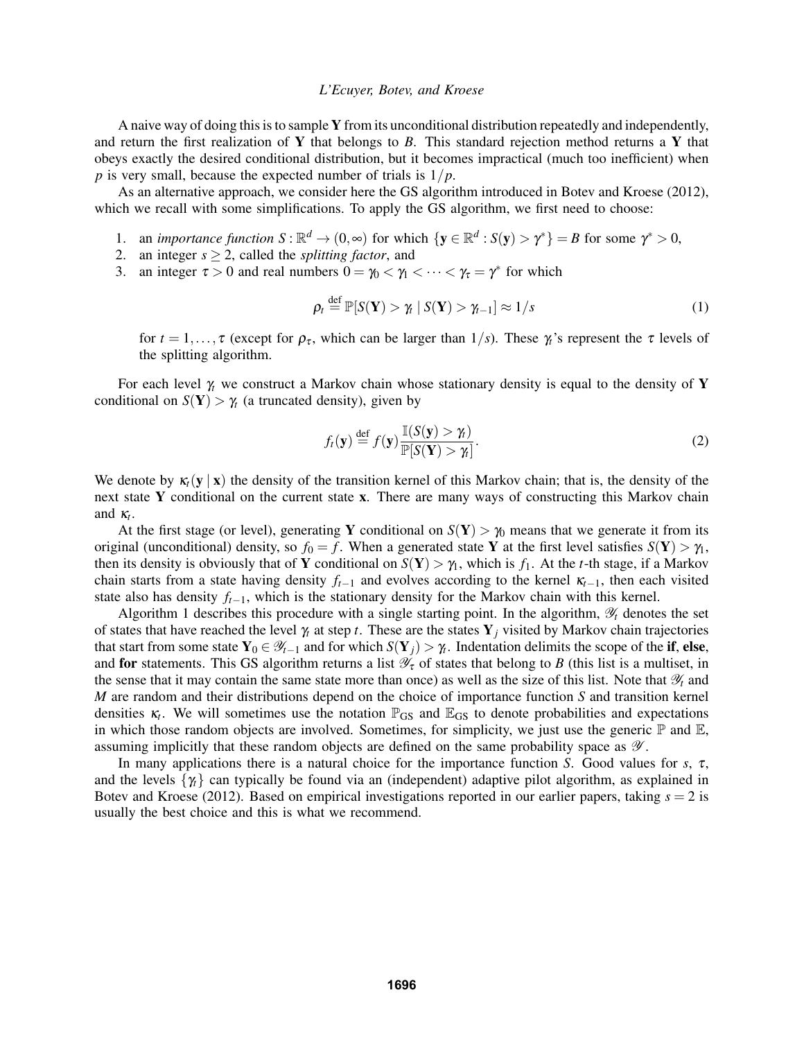A naive way of doing this is to sample $\mathbf{Y}$ from its unconditional distribution repeatedly and independently, and return the first realization of $\mathbf{Y}$ that belongs to $B$. This standard rejection method returns a $\mathbf{Y}$ that obeys exactly the desired conditional distribution, but it becomes impractical (much too inefficient) when $p$ is very small, because the expected number of trials is $1/p$.

As an alternative approach, we consider here the GS algorithm introduced in Botev and Kroese (2012), which we recall with some simplifications. To apply the GS algorithm, we first need to choose:

1. an *importance function* $S : \mathbb{R}^d \to (0, \infty)$ for which $\{\mathbf{y} \in \mathbb{R}^d : S(\mathbf{y}) > \gamma^*\} = B$ for some $\gamma^* > 0$,
2. an integer $s \geq 2$, called the *splitting factor*, and
3. an integer $\tau > 0$ and real numbers $0 = \gamma_0 < \gamma_1 < \cdots < \gamma_\tau = \gamma^*$ for which

$$\rho_t \stackrel{\text{def}}{=} \mathbb{P}[S(\mathbf{Y}) > \gamma_t \mid S(\mathbf{Y}) > \gamma_{t-1}] \approx 1/s \tag{1}$$

   for $t = 1, \ldots, \tau$ (except for $\rho_\tau$, which can be larger than $1/s$). These $\gamma_t$'s represent the $\tau$ levels of the splitting algorithm.

For each level $\gamma_t$ we construct a Markov chain whose stationary density is equal to the density of $\mathbf{Y}$ conditional on $S(\mathbf{Y}) > \gamma_t$ (a truncated density), given by

$$f_t(\mathbf{y}) \stackrel{\text{def}}{=} f(\mathbf{y}) \frac{\mathbb{I}(S(\mathbf{y}) > \gamma_t)}{\mathbb{P}[S(\mathbf{Y}) > \gamma_t]}. \tag{2}$$

We denote by $\kappa_t(\mathbf{y} \mid \mathbf{x})$ the density of the transition kernel of this Markov chain; that is, the density of the next state $\mathbf{Y}$ conditional on the current state $\mathbf{x}$. There are many ways of constructing this Markov chain and $\kappa_t$.

At the first stage (or level), generating $\mathbf{Y}$ conditional on $S(\mathbf{Y}) > \gamma_0$ means that we generate it from its original (unconditional) density, so $f_0 = f$. When a generated state $\mathbf{Y}$ at the first level satisfies $S(\mathbf{Y}) > \gamma_1$, then its density is obviously that of $\mathbf{Y}$ conditional on $S(\mathbf{Y}) > \gamma_1$, which is $f_1$. At the $t$-th stage, if a Markov chain starts from a state having density $f_{t-1}$ and evolves according to the kernel $\kappa_{t-1}$, then each visited state also has density $f_{t-1}$, which is the stationary density for the Markov chain with this kernel.

Algorithm 1 describes this procedure with a single starting point. In the algorithm, $\mathscr{Y}_t$ denotes the set of states that have reached the level $\gamma_t$ at step $t$. These are the states $\mathbf{Y}_j$ visited by Markov chain trajectories that start from some state $\mathbf{Y}_0 \in \mathscr{Y}_{t-1}$ and for which $S(\mathbf{Y}_j) > \gamma_t$. Indentation delimits the scope of the **if**, **else**, and **for** statements. This GS algorithm returns a list $\mathscr{Y}_\tau$ of states that belong to $B$ (this list is a multiset, in the sense that it may contain the same state more than once) as well as the size of this list. Note that $\mathscr{Y}_t$ and $M$ are random and their distributions depend on the choice of importance function $S$ and transition kernel densities $\kappa_t$. We will sometimes use the notation $\mathbb{P}_{\text{GS}}$ and $\mathbb{E}_{\text{GS}}$ to denote probabilities and expectations in which those random objects are involved. Sometimes, for simplicity, we just use the generic $\mathbb{P}$ and $\mathbb{E}$, assuming implicitly that these random objects are defined on the same probability space as $\mathscr{Y}$.

In many applications there is a natural choice for the importance function $S$. Good values for $s$, $\tau$, and the levels $\{\gamma_t\}$ can typically be found via an (independent) adaptive pilot algorithm, as explained in Botev and Kroese (2012). Based on empirical investigations reported in our earlier papers, taking $s = 2$ is usually the best choice and this is what we recommend.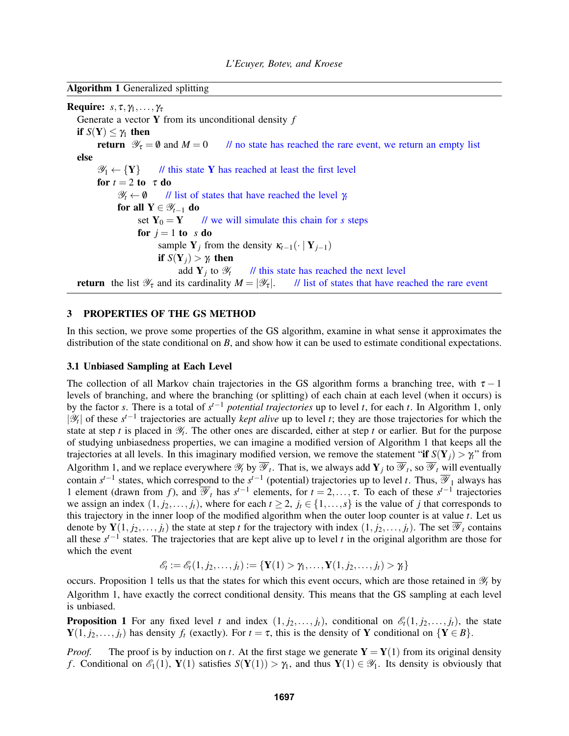**Algorithm 1** Generalized splitting

```
Require: s, τ, γ_1, ..., γ_τ
  Generate a vector Y from its unconditional density f
  if S(Y) ≤ γ_1 then
      return 𝒴_τ = ∅ and M = 0    // no state has reached the rare event, we return an empty list
  else
      𝒴_1 ← {Y}    // this state Y has reached at least the first level
      for t = 2 to τ do
          𝒴_t ← ∅    // list of states that have reached the level γ_t
          for all Y ∈ 𝒴_{t−1} do
              set Y_0 = Y    // we will simulate this chain for s steps
              for j = 1 to s do
                  sample Y_j from the density κ_{t−1}(· | Y_{j−1})
                  if S(Y_j) > γ_t then
                      add Y_j to 𝒴_t    // this state has reached the next level
  return the list 𝒴_τ and its cardinality M = |𝒴_τ|.    // list of states that have reached the rare event
```

## 3 PROPERTIES OF THE GS METHOD

In this section, we prove some properties of the GS algorithm, examine in what sense it approximates the distribution of the state conditional on $B$, and show how it can be used to estimate conditional expectations.

### 3.1 Unbiased Sampling at Each Level

The collection of all Markov chain trajectories in the GS algorithm forms a branching tree, with $\tau-1$ levels of branching, and where the branching (or splitting) of each chain at each level (when it occurs) is by the factor $s$. There is a total of $s^{t-1}$ *potential trajectories* up to level $t$, for each $t$. In Algorithm 1, only $|\mathscr{Y}_t|$ of these $s^{t-1}$ trajectories are actually *kept alive* up to level $t$; they are those trajectories for which the state at step $t$ is placed in $\mathscr{Y}_t$. The other ones are discarded, either at step $t$ or earlier. But for the purpose of studying unbiasedness properties, we can imagine a modified version of Algorithm 1 that keeps all the trajectories at all levels. In this imaginary modified version, we remove the statement "**if** $S(\mathbf{Y}_j) > \gamma_t$" from Algorithm 1, and we replace everywhere $\mathscr{Y}_t$ by $\overline{\mathscr{Y}}_t$. That is, we always add $\mathbf{Y}_j$ to $\overline{\mathscr{Y}}_t$, so $\overline{\mathscr{Y}}_t$ will eventually contain $s^{t-1}$ states, which correspond to the $s^{t-1}$ (potential) trajectories up to level $t$. Thus, $\overline{\mathscr{Y}}_1$ always has 1 element (drawn from $f$), and $\overline{\mathscr{Y}}_t$ has $s^{t-1}$ elements, for $t = 2,\ldots,\tau$. To each of these $s^{t-1}$ trajectories we assign an index $(1, j_2,\ldots, j_t)$, where for each $t \geq 2$, $j_t \in \{1,\ldots,s\}$ is the value of $j$ that corresponds to this trajectory in the inner loop of the modified algorithm when the outer loop counter is at value $t$. Let us denote by $\mathbf{Y}(1, j_2,\ldots, j_t)$ the state at step $t$ for the trajectory with index $(1, j_2,\ldots, j_t)$. The set $\overline{\mathscr{Y}}_t$ contains all these $s^{t-1}$ states. The trajectories that are kept alive up to level $t$ in the original algorithm are those for which the event

$$\mathscr{E}_t := \mathscr{E}_t(1, j_2,\ldots, j_t) := \{\mathbf{Y}(1) > \gamma_1,\ldots,\mathbf{Y}(1, j_2,\ldots, j_t) > \gamma_t\}$$

occurs. Proposition 1 tells us that the states for which this event occurs, which are those retained in $\mathscr{Y}_t$ by Algorithm 1, have exactly the correct conditional density. This means that the GS sampling at each level is unbiased.

**Proposition 1** For any fixed level $t$ and index $(1, j_2,\ldots, j_t)$, conditional on $\mathscr{E}_t(1, j_2,\ldots, j_t)$, the state $\mathbf{Y}(1, j_2,\ldots, j_t)$ has density $f_t$ (exactly). For $t = \tau$, this is the density of $\mathbf{Y}$ conditional on $\{\mathbf{Y} \in B\}$.

*Proof.* The proof is by induction on $t$. At the first stage we generate $\mathbf{Y} = \mathbf{Y}(1)$ from its original density $f$. Conditional on $\mathscr{E}_1(1)$, $\mathbf{Y}(1)$ satisfies $S(\mathbf{Y}(1)) > \gamma_1$, and thus $\mathbf{Y}(1) \in \mathscr{Y}_1$. Its density is obviously that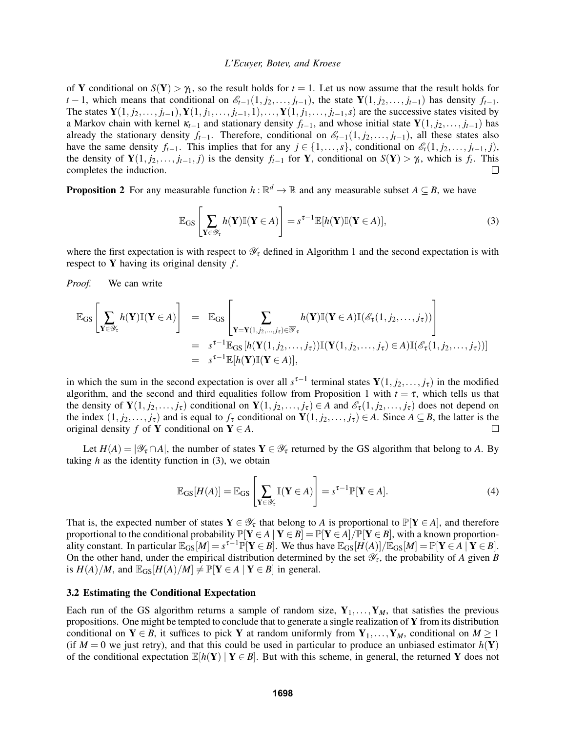of $\mathbf{Y}$ conditional on $S(\mathbf{Y}) > \gamma_1$, so the result holds for $t = 1$. Let us now assume that the result holds for $t-1$, which means that conditional on $\mathscr{E}_{t-1}(1, j_2, \ldots, j_{t-1})$, the state $\mathbf{Y}(1, j_2, \ldots, j_{t-1})$ has density $f_{t-1}$. The states $\mathbf{Y}(1, j_2, \ldots, j_{t-1}), \mathbf{Y}(1, j_1, \ldots, j_{t-1}, 1), \ldots, \mathbf{Y}(1, j_1, \ldots, j_{t-1}, s)$ are the successive states visited by a Markov chain with kernel $\kappa_{t-1}$ and stationary density $f_{t-1}$, and whose initial state $\mathbf{Y}(1, j_2, \ldots, j_{t-1})$ has already the stationary density $f_{t-1}$. Therefore, conditional on $\mathscr{E}_{t-1}(1, j_2, \ldots, j_{t-1})$, all these states also have the same density $f_{t-1}$. This implies that for any $j \in \{1, \ldots, s\}$, conditional on $\mathscr{E}_t(1, j_2, \ldots, j_{t-1}, j)$, the density of $\mathbf{Y}(1, j_2, \ldots, j_{t-1}, j)$ is the density $f_{t-1}$ for $\mathbf{Y}$, conditional on $S(\mathbf{Y}) > \gamma_t$, which is $f_t$. This completes the induction. □

**Proposition 2** For any measurable function $h : \mathbb{R}^d \to \mathbb{R}$ and any measurable subset $A \subseteq B$, we have

$$\mathbb{E}_{\text{GS}}\left[\sum_{\mathbf{Y} \in \mathscr{Y}_\tau} h(\mathbf{Y}) \mathbb{I}(\mathbf{Y} \in A)\right] = s^{\tau-1} \mathbb{E}[h(\mathbf{Y}) \mathbb{I}(\mathbf{Y} \in A)], \tag{3}$$

where the first expectation is with respect to $\mathscr{Y}_\tau$ defined in Algorithm 1 and the second expectation is with respect to $\mathbf{Y}$ having its original density $f$.

*Proof.* We can write

$$\begin{aligned}
\mathbb{E}_{\text{GS}}\left[\sum_{\mathbf{Y} \in \mathscr{Y}_\tau} h(\mathbf{Y}) \mathbb{I}(\mathbf{Y} \in A)\right] &= \mathbb{E}_{\text{GS}}\left[\sum_{\mathbf{Y} = \mathbf{Y}(1, j_2, \ldots, j_\tau) \in \overline{\mathscr{Y}}_\tau} h(\mathbf{Y}) \mathbb{I}(\mathbf{Y} \in A) \mathbb{I}(\mathscr{E}_\tau(1, j_2, \ldots, j_\tau))\right] \\
&= s^{\tau-1} \mathbb{E}_{\text{GS}}\left[h(\mathbf{Y}(1, j_2, \ldots, j_\tau)) \mathbb{I}(\mathbf{Y}(1, j_2, \ldots, j_\tau) \in A) \mathbb{I}(\mathscr{E}_\tau(1, j_2, \ldots, j_\tau))\right] \\
&= s^{\tau-1} \mathbb{E}[h(\mathbf{Y}) \mathbb{I}(\mathbf{Y} \in A)],
\end{aligned}$$

in which the sum in the second expectation is over all $s^{\tau-1}$ terminal states $\mathbf{Y}(1, j_2, \ldots, j_\tau)$ in the modified algorithm, and the second and third equalities follow from Proposition 1 with $t = \tau$, which tells us that the density of $\mathbf{Y}(1, j_2, \ldots, j_\tau)$ conditional on $\mathbf{Y}(1, j_2, \ldots, j_\tau) \in A$ and $\mathscr{E}_\tau(1, j_2, \ldots, j_\tau)$ does not depend on the index $(1, j_2, \ldots, j_\tau)$ and is equal to $f_\tau$ conditional on $\mathbf{Y}(1, j_2, \ldots, j_\tau) \in A$. Since $A \subseteq B$, the latter is the original density $f$ of $\mathbf{Y}$ conditional on $\mathbf{Y} \in A$. □

Let $H(A) = |\mathscr{Y}_\tau \cap A|$, the number of states $\mathbf{Y} \in \mathscr{Y}_\tau$ returned by the GS algorithm that belong to $A$. By taking $h$ as the identity function in (3), we obtain

$$\mathbb{E}_{\text{GS}}[H(A)] = \mathbb{E}_{\text{GS}}\left[\sum_{\mathbf{Y} \in \mathscr{Y}_\tau} \mathbb{I}(\mathbf{Y} \in A)\right] = s^{\tau-1} \mathbb{P}[\mathbf{Y} \in A]. \tag{4}$$

That is, the expected number of states $\mathbf{Y} \in \mathscr{Y}_\tau$ that belong to $A$ is proportional to $\mathbb{P}[\mathbf{Y} \in A]$, and therefore proportional to the conditional probability $\mathbb{P}[\mathbf{Y} \in A \mid \mathbf{Y} \in B] = \mathbb{P}[\mathbf{Y} \in A]/\mathbb{P}[\mathbf{Y} \in B]$, with a known proportionality constant. In particular $\mathbb{E}_{\text{GS}}[M] = s^{\tau-1}\mathbb{P}[\mathbf{Y} \in B]$. We thus have $\mathbb{E}_{\text{GS}}[H(A)]/\mathbb{E}_{\text{GS}}[M] = \mathbb{P}[\mathbf{Y} \in A \mid \mathbf{Y} \in B]$. On the other hand, under the empirical distribution determined by the set $\mathscr{Y}_\tau$, the probability of $A$ given $B$ is $H(A)/M$, and $\mathbb{E}_{\text{GS}}[H(A)/M] \neq \mathbb{P}[\mathbf{Y} \in A \mid \mathbf{Y} \in B]$ in general.

### 3.2 Estimating the Conditional Expectation

Each run of the GS algorithm returns a sample of random size, $\mathbf{Y}_1, \ldots, \mathbf{Y}_M$, that satisfies the previous propositions. One might be tempted to conclude that to generate a single realization of $\mathbf{Y}$ from its distribution conditional on $\mathbf{Y} \in B$, it suffices to pick $\mathbf{Y}$ at random uniformly from $\mathbf{Y}_1, \ldots, \mathbf{Y}_M$, conditional on $M \geq 1$ (if $M = 0$ we just retry), and that this could be used in particular to produce an unbiased estimator $h(\mathbf{Y})$ of the conditional expectation $\mathbb{E}[h(\mathbf{Y}) \mid \mathbf{Y} \in B]$. But with this scheme, in general, the returned $\mathbf{Y}$ does not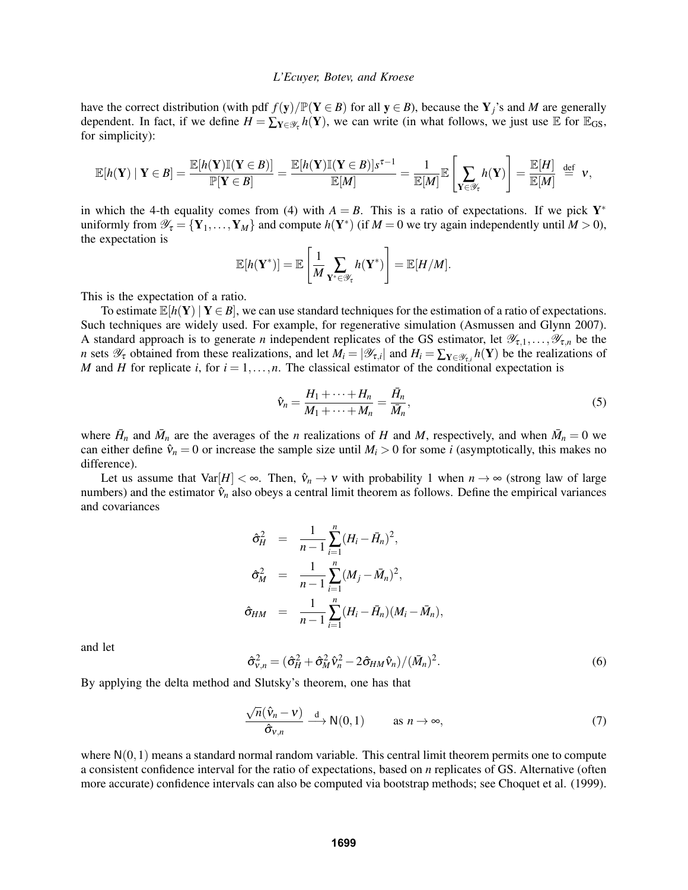have the correct distribution (with pdf $f(\mathbf{y})/\mathbb{P}(\mathbf{Y}\in B)$ for all $\mathbf{y}\in B$), because the $\mathbf{Y}_j$'s and $M$ are generally dependent. In fact, if we define $H=\sum_{\mathbf{Y}\in\mathscr{Y}_\tau} h(\mathbf{Y})$, we can write (in what follows, we just use $\mathbb{E}$ for $\mathbb{E}_{\text{GS}}$, for simplicity):

$$
\mathbb{E}[h(\mathbf{Y})\mid \mathbf{Y}\in B] = \frac{\mathbb{E}[h(\mathbf{Y})\mathbb{I}(\mathbf{Y}\in B)]}{\mathbb{P}[\mathbf{Y}\in B]} = \frac{\mathbb{E}[h(\mathbf{Y})\mathbb{I}(\mathbf{Y}\in B)]s^{\tau-1}}{\mathbb{E}[M]} = \frac{1}{\mathbb{E}[M]}\mathbb{E}\left[\sum_{\mathbf{Y}\in\mathscr{Y}_\tau} h(\mathbf{Y})\right] = \frac{\mathbb{E}[H]}{\mathbb{E}[M]} \stackrel{\text{def}}{=} \nu,
$$

in which the 4-th equality comes from (4) with $A=B$. This is a ratio of expectations. If we pick $\mathbf{Y}^*$ uniformly from $\mathscr{Y}_\tau=\{\mathbf{Y}_1,\ldots,\mathbf{Y}_M\}$ and compute $h(\mathbf{Y}^*)$ (if $M=0$ we try again independently until $M>0$), the expectation is

$$
\mathbb{E}[h(\mathbf{Y}^*)] = \mathbb{E}\left[\frac{1}{M}\sum_{\mathbf{Y}^*\in\mathscr{Y}_\tau} h(\mathbf{Y}^*)\right] = \mathbb{E}[H/M].
$$

This is the expectation of a ratio.

To estimate $\mathbb{E}[h(\mathbf{Y})\mid \mathbf{Y}\in B]$, we can use standard techniques for the estimation of a ratio of expectations. Such techniques are widely used. For example, for regenerative simulation (Asmussen and Glynn 2007). A standard approach is to generate $n$ independent replicates of the GS estimator, let $\mathscr{Y}_{\tau,1},\ldots,\mathscr{Y}_{\tau,n}$ be the $n$ sets $\mathscr{Y}_\tau$ obtained from these realizations, and let $M_i=|\mathscr{Y}_{\tau,i}|$ and $H_i=\sum_{\mathbf{Y}\in\mathscr{Y}_{\tau,i}} h(\mathbf{Y})$ be the realizations of $M$ and $H$ for replicate $i$, for $i=1,\ldots,n$. The classical estimator of the conditional expectation is

$$
\hat{\nu}_n = \frac{H_1+\cdots+H_n}{M_1+\cdots+M_n} = \frac{\bar{H}_n}{\bar{M}_n}, \tag{5}
$$

where $\bar{H}_n$ and $\bar{M}_n$ are the averages of the $n$ realizations of $H$ and $M$, respectively, and when $\bar{M}_n=0$ we can either define $\hat{\nu}_n=0$ or increase the sample size until $M_i>0$ for some $i$ (asymptotically, this makes no difference).

Let us assume that $\text{Var}[H]<\infty$. Then, $\hat{\nu}_n\to\nu$ with probability 1 when $n\to\infty$ (strong law of large numbers) and the estimator $\hat{\nu}_n$ also obeys a central limit theorem as follows. Define the empirical variances and covariances

$$
\begin{aligned}
\hat{\sigma}_H^2 &= \frac{1}{n-1}\sum_{i=1}^n (H_i-\bar{H}_n)^2,\\
\hat{\sigma}_M^2 &= \frac{1}{n-1}\sum_{i=1}^n (M_j-\bar{M}_n)^2,\\
\hat{\sigma}_{HM} &= \frac{1}{n-1}\sum_{i=1}^n (H_i-\bar{H}_n)(M_i-\bar{M}_n),
\end{aligned}
$$

and let

$$
\hat{\sigma}_{\nu,n}^2 = (\hat{\sigma}_H^2+\hat{\sigma}_M^2\hat{\nu}_n^2-2\hat{\sigma}_{HM}\hat{\nu}_n)/(\bar{M}_n)^2. \tag{6}
$$

By applying the delta method and Slutsky's theorem, one has that

$$
\frac{\sqrt{n}(\hat{\nu}_n-\nu)}{\hat{\sigma}_{\nu,n}} \xrightarrow{\text{d}} \mathsf{N}(0,1) \qquad \text{as } n\to\infty, \tag{7}
$$

where $\mathsf{N}(0,1)$ means a standard normal random variable. This central limit theorem permits one to compute a consistent confidence interval for the ratio of expectations, based on $n$ replicates of GS. Alternative (often more accurate) confidence intervals can also be computed via bootstrap methods; see Choquet et al. (1999).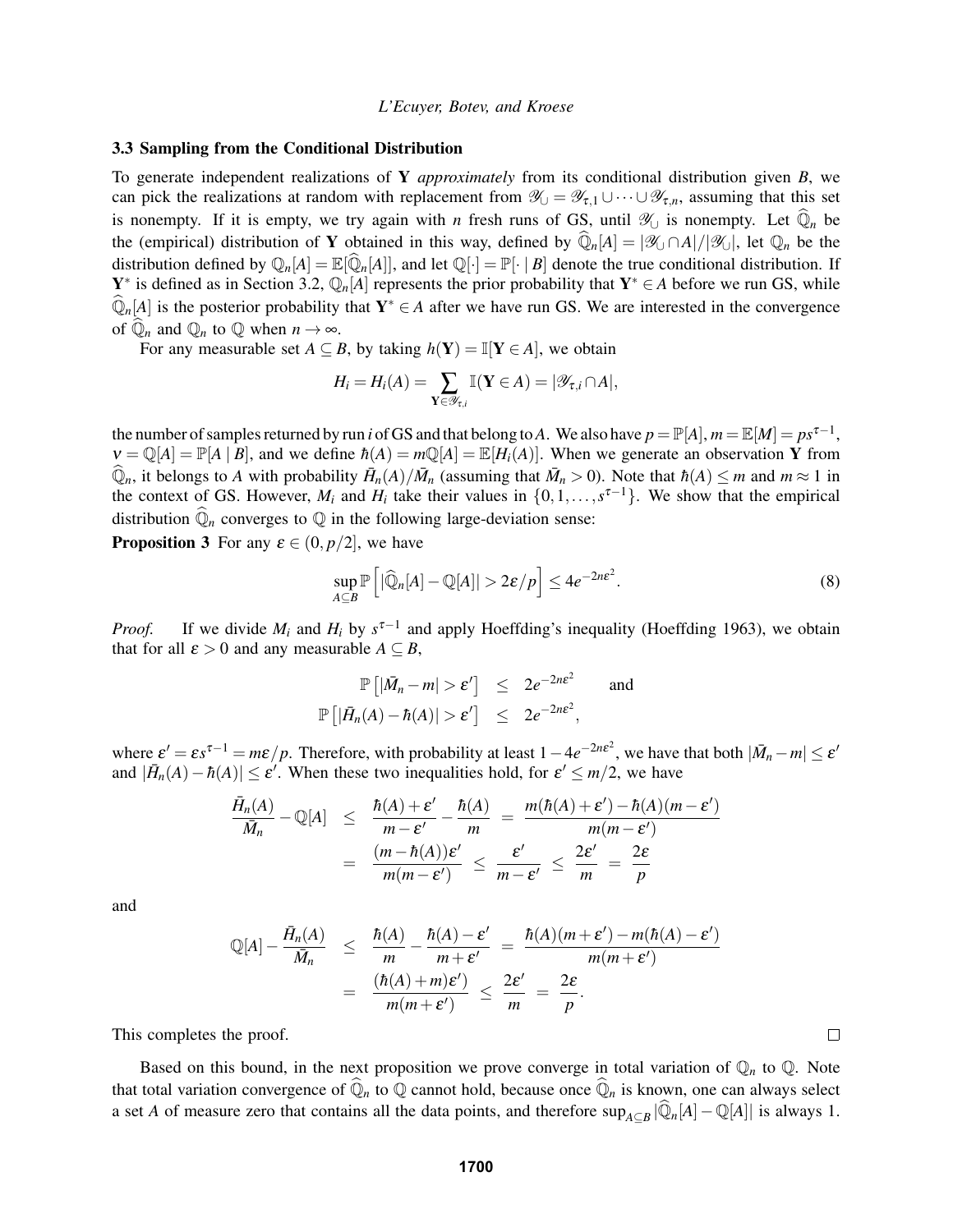### 3.3 Sampling from the Conditional Distribution

To generate independent realizations of $\mathbf{Y}$ *approximately* from its conditional distribution given $B$, we can pick the realizations at random with replacement from $\mathscr{Y}_\cup = \mathscr{Y}_{\tau,1} \cup \cdots \cup \mathscr{Y}_{\tau,n}$, assuming that this set is nonempty. If it is empty, we try again with $n$ fresh runs of GS, until $\mathscr{Y}_\cup$ is nonempty. Let $\widehat{\mathbb{Q}}_n$ be the (empirical) distribution of $\mathbf{Y}$ obtained in this way, defined by $\widehat{\mathbb{Q}}_n[A] = |\mathscr{Y}_\cup \cap A|/|\mathscr{Y}_\cup|$, let $\mathbb{Q}_n$ be the distribution defined by $\mathbb{Q}_n[A] = \mathbb{E}[\widehat{\mathbb{Q}}_n[A]]$, and let $\mathbb{Q}[\cdot] = \mathbb{P}[\cdot \mid B]$ denote the true conditional distribution. If $\mathbf{Y}^*$ is defined as in Section 3.2, $\mathbb{Q}_n[A]$ represents the prior probability that $\mathbf{Y}^* \in A$ before we run GS, while $\widehat{\mathbb{Q}}_n[A]$ is the posterior probability that $\mathbf{Y}^* \in A$ after we have run GS. We are interested in the convergence of $\widehat{\mathbb{Q}}_n$ and $\mathbb{Q}_n$ to $\mathbb{Q}$ when $n \to \infty$.

For any measurable set $A \subseteq B$, by taking $h(\mathbf{Y}) = \mathbb{I}[\mathbf{Y} \in A]$, we obtain

$$H_i = H_i(A) = \sum_{\mathbf{Y} \in \mathscr{Y}_{\tau,i}} \mathbb{I}(\mathbf{Y} \in A) = |\mathscr{Y}_{\tau,i} \cap A|,$$

the number of samples returned by run $i$ of GS and that belong to $A$. We also have $p = \mathbb{P}[A]$, $m = \mathbb{E}[M] = ps^{\tau-1}$, $\nu = \mathbb{Q}[A] = \mathbb{P}[A \mid B]$, and we define $\hbar(A) = m\mathbb{Q}[A] = \mathbb{E}[H_i(A)]$. When we generate an observation $\mathbf{Y}$ from $\widehat{\mathbb{Q}}_n$, it belongs to $A$ with probability $\bar{H}_n(A)/\bar{M}_n$ (assuming that $\bar{M}_n > 0$). Note that $\hbar(A) \le m$ and $m \approx 1$ in the context of GS. However, $M_i$ and $H_i$ take their values in $\{0, 1, \ldots, s^{\tau-1}\}$. We show that the empirical distribution $\widehat{\mathbb{Q}}_n$ converges to $\mathbb{Q}$ in the following large-deviation sense:

**Proposition 3** For any $\varepsilon \in (0, p/2]$, we have

$$\sup_{A \subseteq B} \mathbb{P}\left[|\widehat{\mathbb{Q}}_n[A] - \mathbb{Q}[A]| > 2\varepsilon/p\right] \le 4e^{-2n\varepsilon^2}. \tag{8}$$

*Proof.* If we divide $M_i$ and $H_i$ by $s^{\tau-1}$ and apply Hoeffding's inequality (Hoeffding 1963), we obtain that for all $\varepsilon > 0$ and any measurable $A \subseteq B$,

$$\mathbb{P}\left[|\bar{M}_n - m| > \varepsilon'\right] \le 2e^{-2n\varepsilon^2} \quad \text{and}$$
$$\mathbb{P}\left[|\bar{H}_n(A) - \hbar(A)| > \varepsilon'\right] \le 2e^{-2n\varepsilon^2},$$

where $\varepsilon' = \varepsilon s^{\tau-1} = m\varepsilon/p$. Therefore, with probability at least $1 - 4e^{-2n\varepsilon^2}$, we have that both $|\bar{M}_n - m| \le \varepsilon'$ and $|\bar{H}_n(A) - \hbar(A)| \le \varepsilon'$. When these two inequalities hold, for $\varepsilon' \le m/2$, we have

$$\begin{aligned}
\frac{\bar{H}_n(A)}{\bar{M}_n} - \mathbb{Q}[A] &\le \frac{\hbar(A) + \varepsilon'}{m - \varepsilon'} - \frac{\hbar(A)}{m} = \frac{m(\hbar(A) + \varepsilon') - \hbar(A)(m - \varepsilon')}{m(m - \varepsilon')} \\
&= \frac{(m - \hbar(A))\varepsilon'}{m(m - \varepsilon')} \le \frac{\varepsilon'}{m - \varepsilon'} \le \frac{2\varepsilon'}{m} = \frac{2\varepsilon}{p}
\end{aligned}$$

and

$$\begin{aligned}
\mathbb{Q}[A] - \frac{\bar{H}_n(A)}{\bar{M}_n} &\le \frac{\hbar(A)}{m} - \frac{\hbar(A) - \varepsilon'}{m + \varepsilon'} = \frac{\hbar(A)(m + \varepsilon') - m(\hbar(A) - \varepsilon')}{m(m + \varepsilon')} \\
&= \frac{(\hbar(A) + m)\varepsilon')}{m(m + \varepsilon')} \le \frac{2\varepsilon'}{m} = \frac{2\varepsilon}{p}.
\end{aligned}$$

This completes the proof. □

Based on this bound, in the next proposition we prove converge in total variation of $\mathbb{Q}_n$ to $\mathbb{Q}$. Note that total variation convergence of $\widehat{\mathbb{Q}}_n$ to $\mathbb{Q}$ cannot hold, because once $\widehat{\mathbb{Q}}_n$ is known, one can always select a set $A$ of measure zero that contains all the data points, and therefore $\sup_{A \subseteq B} |\widehat{\mathbb{Q}}_n[A] - \mathbb{Q}[A]|$ is always 1.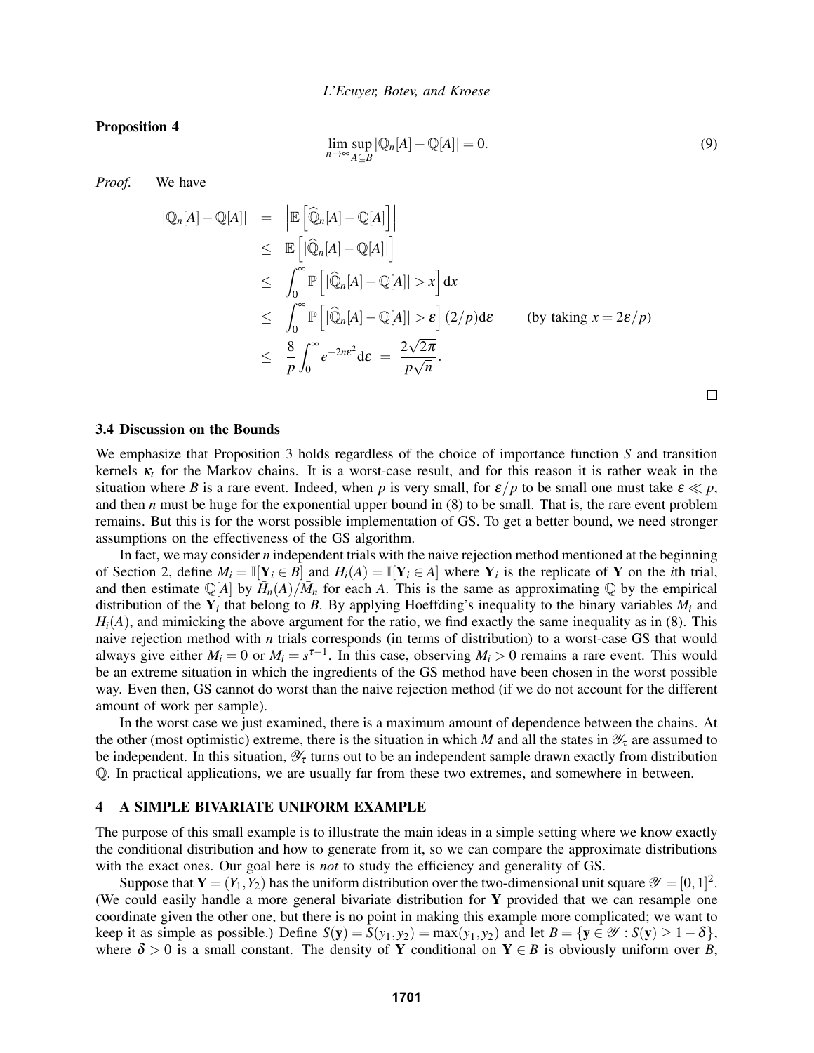**Proposition 4**

$$\lim_{n\to\infty} \sup_{A\subseteq B} |\mathbb{Q}_n[A] - \mathbb{Q}[A]| = 0. \tag{9}$$

*Proof.* We have

$$\begin{aligned}
|\mathbb{Q}_n[A] - \mathbb{Q}[A]| &= \left|\mathbb{E}\left[\widehat{\mathbb{Q}}_n[A] - \mathbb{Q}[A]\right]\right| \\
&\leq \mathbb{E}\left[|\widehat{\mathbb{Q}}_n[A] - \mathbb{Q}[A]|\right] \\
&\leq \int_0^\infty \mathbb{P}\left[|\widehat{\mathbb{Q}}_n[A] - \mathbb{Q}[A]| > x\right] \mathrm{d}x \\
&\leq \int_0^\infty \mathbb{P}\left[|\widehat{\mathbb{Q}}_n[A] - \mathbb{Q}[A]| > \varepsilon\right] (2/p) \mathrm{d}\varepsilon \qquad \text{(by taking } x = 2\varepsilon/p\text{)} \\
&\leq \frac{8}{p} \int_0^\infty e^{-2n\varepsilon^2} \mathrm{d}\varepsilon \;=\; \frac{2\sqrt{2\pi}}{p\sqrt{n}}.
\end{aligned}$$

□

### 3.4 Discussion on the Bounds

We emphasize that Proposition 3 holds regardless of the choice of importance function $S$ and transition kernels $\kappa_t$ for the Markov chains. It is a worst-case result, and for this reason it is rather weak in the situation where $B$ is a rare event. Indeed, when $p$ is very small, for $\varepsilon/p$ to be small one must take $\varepsilon \ll p$, and then $n$ must be huge for the exponential upper bound in (8) to be small. That is, the rare event problem remains. But this is for the worst possible implementation of GS. To get a better bound, we need stronger assumptions on the effectiveness of the GS algorithm.

In fact, we may consider $n$ independent trials with the naive rejection method mentioned at the beginning of Section 2, define $M_i = \mathbb{I}[\mathbf{Y}_i \in B]$ and $H_i(A) = \mathbb{I}[\mathbf{Y}_i \in A]$ where $\mathbf{Y}_i$ is the replicate of $\mathbf{Y}$ on the $i$th trial, and then estimate $\mathbb{Q}[A]$ by $\bar{H}_n(A)/\bar{M}_n$ for each $A$. This is the same as approximating $\mathbb{Q}$ by the empirical distribution of the $\mathbf{Y}_i$ that belong to $B$. By applying Hoeffding's inequality to the binary variables $M_i$ and $H_i(A)$, and mimicking the above argument for the ratio, we find exactly the same inequality as in (8). This naive rejection method with $n$ trials corresponds (in terms of distribution) to a worst-case GS that would always give either $M_i = 0$ or $M_i = s^{\tau-1}$. In this case, observing $M_i > 0$ remains a rare event. This would be an extreme situation in which the ingredients of the GS method have been chosen in the worst possible way. Even then, GS cannot do worst than the naive rejection method (if we do not account for the different amount of work per sample).

In the worst case we just examined, there is a maximum amount of dependence between the chains. At the other (most optimistic) extreme, there is the situation in which $M$ and all the states in $\mathscr{Y}_\tau$ are assumed to be independent. In this situation, $\mathscr{Y}_\tau$ turns out to be an independent sample drawn exactly from distribution $\mathbb{Q}$. In practical applications, we are usually far from these two extremes, and somewhere in between.

## 4 A SIMPLE BIVARIATE UNIFORM EXAMPLE

The purpose of this small example is to illustrate the main ideas in a simple setting where we know exactly the conditional distribution and how to generate from it, so we can compare the approximate distributions with the exact ones. Our goal here is *not* to study the efficiency and generality of GS.

Suppose that $\mathbf{Y} = (Y_1, Y_2)$ has the uniform distribution over the two-dimensional unit square $\mathscr{Y} = [0,1]^2$. (We could easily handle a more general bivariate distribution for $\mathbf{Y}$ provided that we can resample one coordinate given the other one, but there is no point in making this example more complicated; we want to keep it as simple as possible.) Define $S(\mathbf{y}) = S(y_1, y_2) = \max(y_1, y_2)$ and let $B = \{\mathbf{y} \in \mathscr{Y} : S(\mathbf{y}) \geq 1 - \delta\}$, where $\delta > 0$ is a small constant. The density of $\mathbf{Y}$ conditional on $\mathbf{Y} \in B$ is obviously uniform over $B$,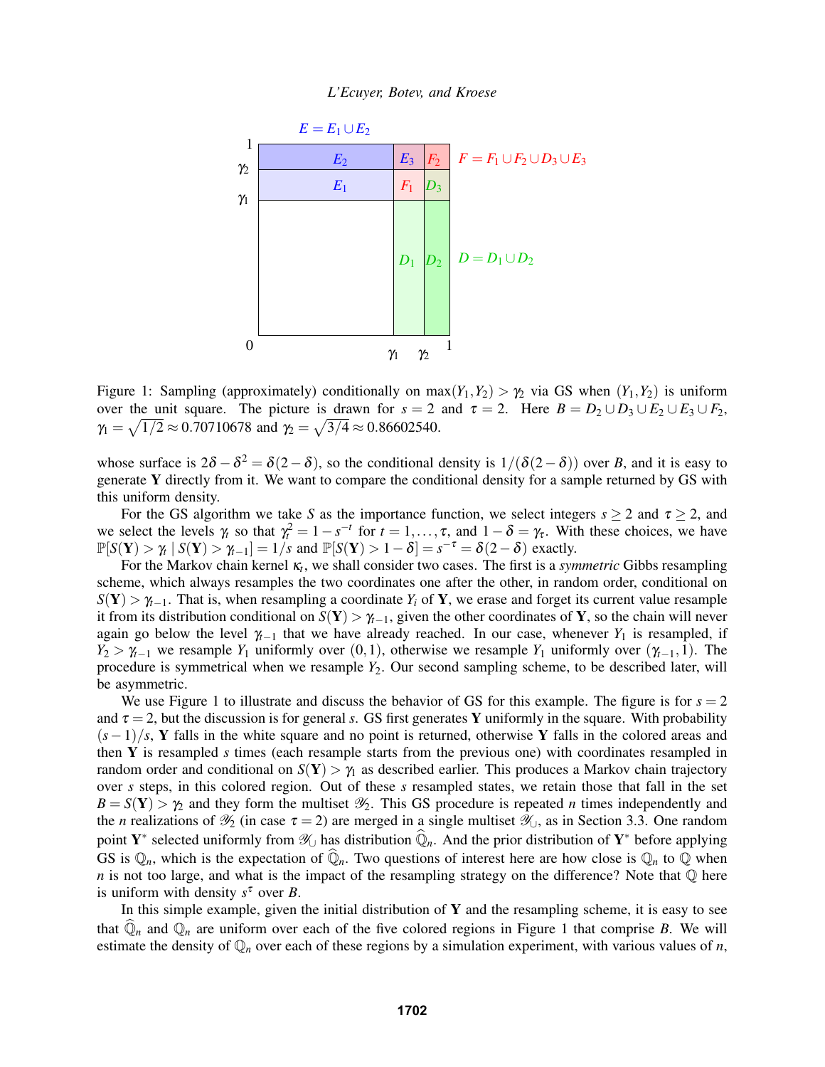Figure 1: Sampling (approximately) conditionally on $\max(Y_1, Y_2) > \gamma_2$ via GS when $(Y_1, Y_2)$ is uniform over the unit square. The picture is drawn for $s = 2$ and $\tau = 2$. Here $B = D_2 \cup D_3 \cup E_2 \cup E_3 \cup F_2$, $\gamma_1 = \sqrt{1/2} \approx 0.70710678$ and $\gamma_2 = \sqrt{3/4} \approx 0.86602540$.

whose surface is $2\delta - \delta^2 = \delta(2-\delta)$, so the conditional density is $1/(\delta(2-\delta))$ over $B$, and it is easy to generate $\mathbf{Y}$ directly from it. We want to compare the conditional density for a sample returned by GS with this uniform density.

For the GS algorithm we take $S$ as the importance function, we select integers $s \geq 2$ and $\tau \geq 2$, and we select the levels $\gamma_t$ so that $\gamma_t^2 = 1 - s^{-t}$ for $t = 1, \ldots, \tau$, and $1 - \delta = \gamma_\tau$. With these choices, we have $\mathbb{P}[S(\mathbf{Y}) > \gamma_t \mid S(\mathbf{Y}) > \gamma_{t-1}] = 1/s$ and $\mathbb{P}[S(\mathbf{Y}) > 1 - \delta] = s^{-\tau} = \delta(2-\delta)$ exactly.

For the Markov chain kernel $\kappa_t$, we shall consider two cases. The first is a *symmetric* Gibbs resampling scheme, which always resamples the two coordinates one after the other, in random order, conditional on $S(\mathbf{Y}) > \gamma_{t-1}$. That is, when resampling a coordinate $Y_i$ of $\mathbf{Y}$, we erase and forget its current value resample it from its distribution conditional on $S(\mathbf{Y}) > \gamma_{t-1}$, given the other coordinates of $\mathbf{Y}$, so the chain will never again go below the level $\gamma_{t-1}$ that we have already reached. In our case, whenever $Y_1$ is resampled, if $Y_2 > \gamma_{t-1}$ we resample $Y_1$ uniformly over $(0,1)$, otherwise we resample $Y_1$ uniformly over $(\gamma_{t-1}, 1)$. The procedure is symmetrical when we resample $Y_2$. Our second sampling scheme, to be described later, will be asymmetric.

We use Figure 1 to illustrate and discuss the behavior of GS for this example. The figure is for $s = 2$ and $\tau = 2$, but the discussion is for general $s$. GS first generates $\mathbf{Y}$ uniformly in the square. With probability $(s-1)/s$, $\mathbf{Y}$ falls in the white square and no point is returned, otherwise $\mathbf{Y}$ falls in the colored areas and then $\mathbf{Y}$ is resampled $s$ times (each resample starts from the previous one) with coordinates resampled in random order and conditional on $S(\mathbf{Y}) > \gamma_1$ as described earlier. This produces a Markov chain trajectory over $s$ steps, in this colored region. Out of these $s$ resampled states, we retain those that fall in the set $B = S(\mathbf{Y}) > \gamma_2$ and they form the multiset $\mathscr{Y}_2$. This GS procedure is repeated $n$ times independently and the $n$ realizations of $\mathscr{Y}_2$ (in case $\tau = 2$) are merged in a single multiset $\mathscr{Y}_\cup$, as in Section 3.3. One random point $\mathbf{Y}^*$ selected uniformly from $\mathscr{Y}_\cup$ has distribution $\widehat{\mathbb{Q}}_n$. And the prior distribution of $\mathbf{Y}^*$ before applying GS is $\mathbb{Q}_n$, which is the expectation of $\widehat{\mathbb{Q}}_n$. Two questions of interest here are how close is $\mathbb{Q}_n$ to $\mathbb{Q}$ when $n$ is not too large, and what is the impact of the resampling strategy on the difference? Note that $\mathbb{Q}$ here is uniform with density $s^\tau$ over $B$.

In this simple example, given the initial distribution of $\mathbf{Y}$ and the resampling scheme, it is easy to see that $\widehat{\mathbb{Q}}_n$ and $\mathbb{Q}_n$ are uniform over each of the five colored regions in Figure 1 that comprise $B$. We will estimate the density of $\mathbb{Q}_n$ over each of these regions by a simulation experiment, with various values of $n$,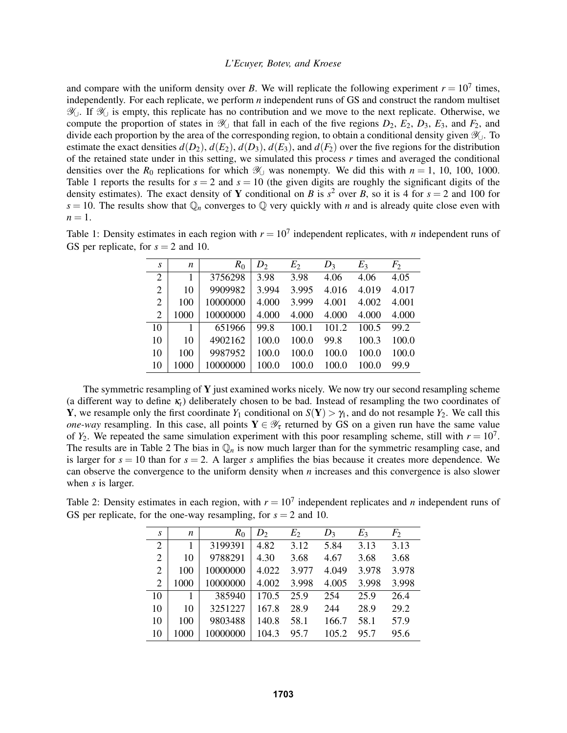and compare with the uniform density over $B$. We will replicate the following experiment $r = 10^7$ times, independently. For each replicate, we perform $n$ independent runs of GS and construct the random multiset $\mathscr{Y}_\cup$. If $\mathscr{Y}_\cup$ is empty, this replicate has no contribution and we move to the next replicate. Otherwise, we compute the proportion of states in $\mathscr{Y}_\cup$ that fall in each of the five regions $D_2$, $E_2$, $D_3$, $E_3$, and $F_2$, and divide each proportion by the area of the corresponding region, to obtain a conditional density given $\mathscr{Y}_\cup$. To estimate the exact densities $d(D_2)$, $d(E_2)$, $d(D_3)$, $d(E_3)$, and $d(F_2)$ over the five regions for the distribution of the retained state under in this setting, we simulated this process $r$ times and averaged the conditional densities over the $R_0$ replications for which $\mathscr{Y}_\cup$ was nonempty. We did this with $n = 1$, 10, 100, 1000. Table 1 reports the results for $s = 2$ and $s = 10$ (the given digits are roughly the significant digits of the density estimates). The exact density of $\mathbf{Y}$ conditional on $B$ is $s^2$ over $B$, so it is 4 for $s = 2$ and 100 for $s = 10$. The results show that $\mathbb{Q}_n$ converges to $\mathbb{Q}$ very quickly with $n$ and is already quite close even with $n = 1$.

Table 1: Density estimates in each region with $r = 10^7$ independent replicates, with $n$ independent runs of GS per replicate, for $s = 2$ and 10.

| $s$ | $n$ | $R_0$ | $D_2$ | $E_2$ | $D_3$ | $E_3$ | $F_2$ |
|---|---|---|---|---|---|---|---|
| 2 | 1 | 3756298 | 3.98 | 3.98 | 4.06 | 4.06 | 4.05 |
| 2 | 10 | 9909982 | 3.994 | 3.995 | 4.016 | 4.019 | 4.017 |
| 2 | 100 | 10000000 | 4.000 | 3.999 | 4.001 | 4.002 | 4.001 |
| 2 | 1000 | 10000000 | 4.000 | 4.000 | 4.000 | 4.000 | 4.000 |
| 10 | 1 | 651966 | 99.8 | 100.1 | 101.2 | 100.5 | 99.2 |
| 10 | 10 | 4902162 | 100.0 | 100.0 | 99.8 | 100.3 | 100.0 |
| 10 | 100 | 9987952 | 100.0 | 100.0 | 100.0 | 100.0 | 100.0 |
| 10 | 1000 | 10000000 | 100.0 | 100.0 | 100.0 | 100.0 | 99.9 |

The symmetric resampling of $\mathbf{Y}$ just examined works nicely. We now try our second resampling scheme (a different way to define $\kappa_t$) deliberately chosen to be bad. Instead of resampling the two coordinates of $\mathbf{Y}$, we resample only the first coordinate $Y_1$ conditional on $S(\mathbf{Y}) > \gamma_1$, and do not resample $Y_2$. We call this *one-way* resampling. In this case, all points $\mathbf{Y} \in \mathscr{Y}_\tau$ returned by GS on a given run have the same value of $Y_2$. We repeated the same simulation experiment with this poor resampling scheme, still with $r = 10^7$. The results are in Table 2 The bias in $\mathbb{Q}_n$ is now much larger than for the symmetric resampling case, and is larger for $s = 10$ than for $s = 2$. A larger $s$ amplifies the bias because it creates more dependence. We can observe the convergence to the uniform density when $n$ increases and this convergence is also slower when $s$ is larger.

Table 2: Density estimates in each region, with $r = 10^7$ independent replicates and $n$ independent runs of GS per replicate, for the one-way resampling, for $s = 2$ and 10.

| $s$ | $n$ | $R_0$ | $D_2$ | $E_2$ | $D_3$ | $E_3$ | $F_2$ |
|---|---|---|---|---|---|---|---|
| 2 | 1 | 3199391 | 4.82 | 3.12 | 5.84 | 3.13 | 3.13 |
| 2 | 10 | 9788291 | 4.30 | 3.68 | 4.67 | 3.68 | 3.68 |
| 2 | 100 | 10000000 | 4.022 | 3.977 | 4.049 | 3.978 | 3.978 |
| 2 | 1000 | 10000000 | 4.002 | 3.998 | 4.005 | 3.998 | 3.998 |
| 10 | 1 | 385940 | 170.5 | 25.9 | 254 | 25.9 | 26.4 |
| 10 | 10 | 3251227 | 167.8 | 28.9 | 244 | 28.9 | 29.2 |
| 10 | 100 | 9803488 | 140.8 | 58.1 | 166.7 | 58.1 | 57.9 |
| 10 | 1000 | 10000000 | 104.3 | 95.7 | 105.2 | 95.7 | 95.6 |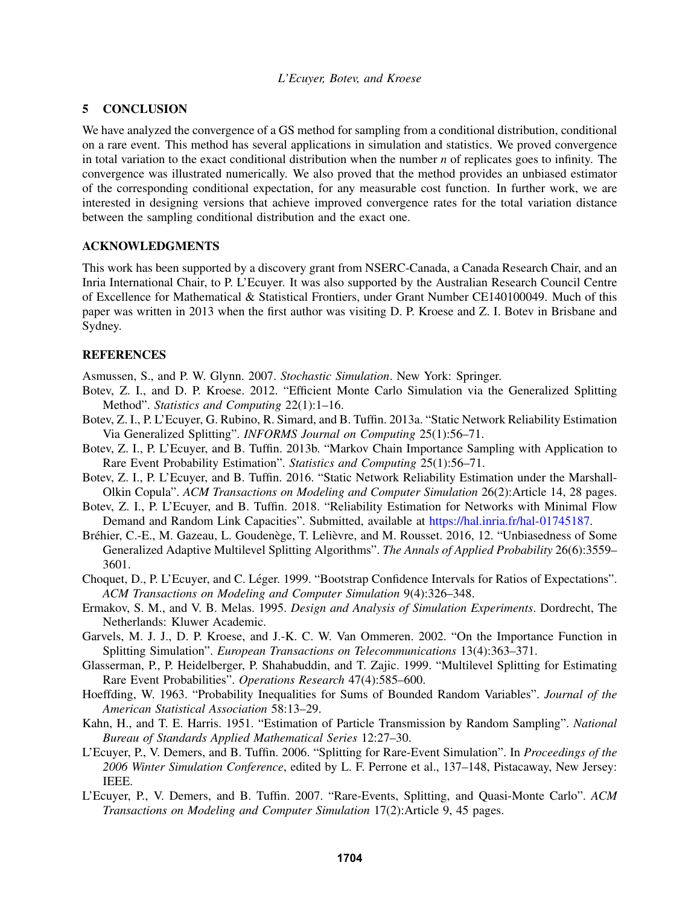## 5 CONCLUSION

We have analyzed the convergence of a GS method for sampling from a conditional distribution, conditional on a rare event. This method has several applications in simulation and statistics. We proved convergence in total variation to the exact conditional distribution when the number $n$ of replicates goes to infinity. The convergence was illustrated numerically. We also proved that the method provides an unbiased estimator of the corresponding conditional expectation, for any measurable cost function. In further work, we are interested in designing versions that achieve improved convergence rates for the total variation distance between the sampling conditional distribution and the exact one.

### ACKNOWLEDGMENTS

This work has been supported by a discovery grant from NSERC-Canada, a Canada Research Chair, and an Inria International Chair, to P. L'Ecuyer. It was also supported by the Australian Research Council Centre of Excellence for Mathematical & Statistical Frontiers, under Grant Number CE140100049. Much of this paper was written in 2013 when the first author was visiting D. P. Kroese and Z. I. Botev in Brisbane and Sydney.

### REFERENCES

Asmussen, S., and P. W. Glynn. 2007. *Stochastic Simulation*. New York: Springer.

Botev, Z. I., and D. P. Kroese. 2012. "Efficient Monte Carlo Simulation via the Generalized Splitting Method". *Statistics and Computing* 22(1):1–16.

Botev, Z. I., P. L'Ecuyer, G. Rubino, R. Simard, and B. Tuffin. 2013a. "Static Network Reliability Estimation Via Generalized Splitting". *INFORMS Journal on Computing* 25(1):56–71.

Botev, Z. I., P. L'Ecuyer, and B. Tuffin. 2013b. "Markov Chain Importance Sampling with Application to Rare Event Probability Estimation". *Statistics and Computing* 25(1):56–71.

Botev, Z. I., P. L'Ecuyer, and B. Tuffin. 2016. "Static Network Reliability Estimation under the Marshall-Olkin Copula". *ACM Transactions on Modeling and Computer Simulation* 26(2):Article 14, 28 pages.

Botev, Z. I., P. L'Ecuyer, and B. Tuffin. 2018. "Reliability Estimation for Networks with Minimal Flow Demand and Random Link Capacities". Submitted, available at https://hal.inria.fr/hal-01745187.

Bréhier, C.-E., M. Gazeau, L. Goudenège, T. Lelièvre, and M. Rousset. 2016, 12. "Unbiasedness of Some Generalized Adaptive Multilevel Splitting Algorithms". *The Annals of Applied Probability* 26(6):3559–3601.

Choquet, D., P. L'Ecuyer, and C. Léger. 1999. "Bootstrap Confidence Intervals for Ratios of Expectations". *ACM Transactions on Modeling and Computer Simulation* 9(4):326–348.

Ermakov, S. M., and V. B. Melas. 1995. *Design and Analysis of Simulation Experiments*. Dordrecht, The Netherlands: Kluwer Academic.

Garvels, M. J. J., D. P. Kroese, and J.-K. C. W. Van Ommeren. 2002. "On the Importance Function in Splitting Simulation". *European Transactions on Telecommunications* 13(4):363–371.

Glasserman, P., P. Heidelberger, P. Shahabuddin, and T. Zajic. 1999. "Multilevel Splitting for Estimating Rare Event Probabilities". *Operations Research* 47(4):585–600.

Hoeffding, W. 1963. "Probability Inequalities for Sums of Bounded Random Variables". *Journal of the American Statistical Association* 58:13–29.

Kahn, H., and T. E. Harris. 1951. "Estimation of Particle Transmission by Random Sampling". *National Bureau of Standards Applied Mathematical Series* 12:27–30.

L'Ecuyer, P., V. Demers, and B. Tuffin. 2006. "Splitting for Rare-Event Simulation". In *Proceedings of the 2006 Winter Simulation Conference*, edited by L. F. Perrone et al., 137–148, Pistacaway, New Jersey: IEEE.

L'Ecuyer, P., V. Demers, and B. Tuffin. 2007. "Rare-Events, Splitting, and Quasi-Monte Carlo". *ACM Transactions on Modeling and Computer Simulation* 17(2):Article 9, 45 pages.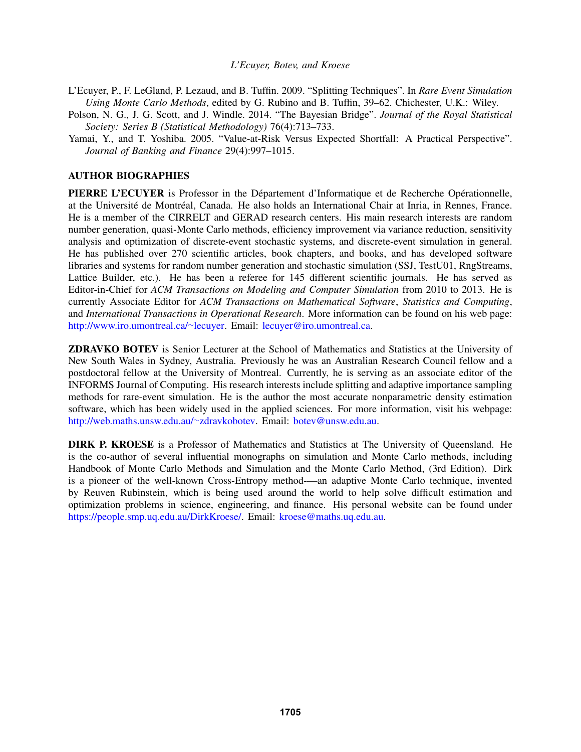L'Ecuyer, P., F. LeGland, P. Lezaud, and B. Tuffin. 2009. "Splitting Techniques". In *Rare Event Simulation Using Monte Carlo Methods*, edited by G. Rubino and B. Tuffin, 39–62. Chichester, U.K.: Wiley.

Polson, N. G., J. G. Scott, and J. Windle. 2014. "The Bayesian Bridge". *Journal of the Royal Statistical Society: Series B (Statistical Methodology)* 76(4):713–733.

Yamai, Y., and T. Yoshiba. 2005. "Value-at-Risk Versus Expected Shortfall: A Practical Perspective". *Journal of Banking and Finance* 29(4):997–1015.

## AUTHOR BIOGRAPHIES

**PIERRE L'ECUYER** is Professor in the Département d'Informatique et de Recherche Opérationnelle, at the Université de Montréal, Canada. He also holds an International Chair at Inria, in Rennes, France. He is a member of the CIRRELT and GERAD research centers. His main research interests are random number generation, quasi-Monte Carlo methods, efficiency improvement via variance reduction, sensitivity analysis and optimization of discrete-event stochastic systems, and discrete-event simulation in general. He has published over 270 scientific articles, book chapters, and books, and has developed software libraries and systems for random number generation and stochastic simulation (SSJ, TestU01, RngStreams, Lattice Builder, etc.). He has been a referee for 145 different scientific journals. He has served as Editor-in-Chief for *ACM Transactions on Modeling and Computer Simulation* from 2010 to 2013. He is currently Associate Editor for *ACM Transactions on Mathematical Software*, *Statistics and Computing*, and *International Transactions in Operational Research*. More information can be found on his web page: http://www.iro.umontreal.ca/~lecuyer. Email: lecuyer@iro.umontreal.ca.

**ZDRAVKO BOTEV** is Senior Lecturer at the School of Mathematics and Statistics at the University of New South Wales in Sydney, Australia. Previously he was an Australian Research Council fellow and a postdoctoral fellow at the University of Montreal. Currently, he is serving as an associate editor of the INFORMS Journal of Computing. His research interests include splitting and adaptive importance sampling methods for rare-event simulation. He is the author the most accurate nonparametric density estimation software, which has been widely used in the applied sciences. For more information, visit his webpage: http://web.maths.unsw.edu.au/~zdravkobotev. Email: botev@unsw.edu.au.

**DIRK P. KROESE** is a Professor of Mathematics and Statistics at The University of Queensland. He is the co-author of several influential monographs on simulation and Monte Carlo methods, including Handbook of Monte Carlo Methods and Simulation and the Monte Carlo Method, (3rd Edition). Dirk is a pioneer of the well-known Cross-Entropy method-—an adaptive Monte Carlo technique, invented by Reuven Rubinstein, which is being used around the world to help solve difficult estimation and optimization problems in science, engineering, and finance. His personal website can be found under https://people.smp.uq.edu.au/DirkKroese/. Email: kroese@maths.uq.edu.au.